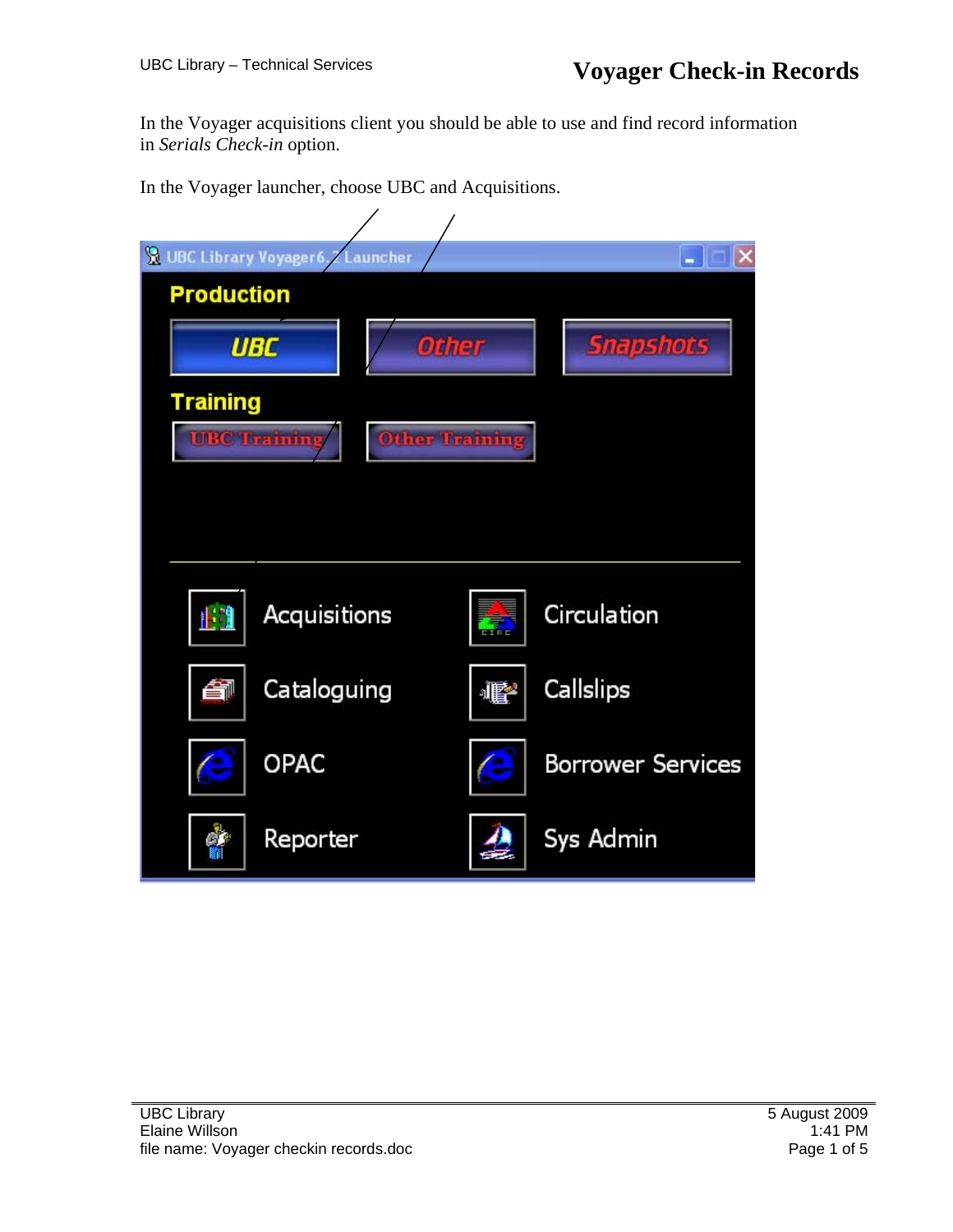# Voyager Check-in Records

In the Voyager acquisitions client you should be able to use and find record information in *Serials Check-in* option.

In the Voyager launcher, choose UBC and Acquisitions.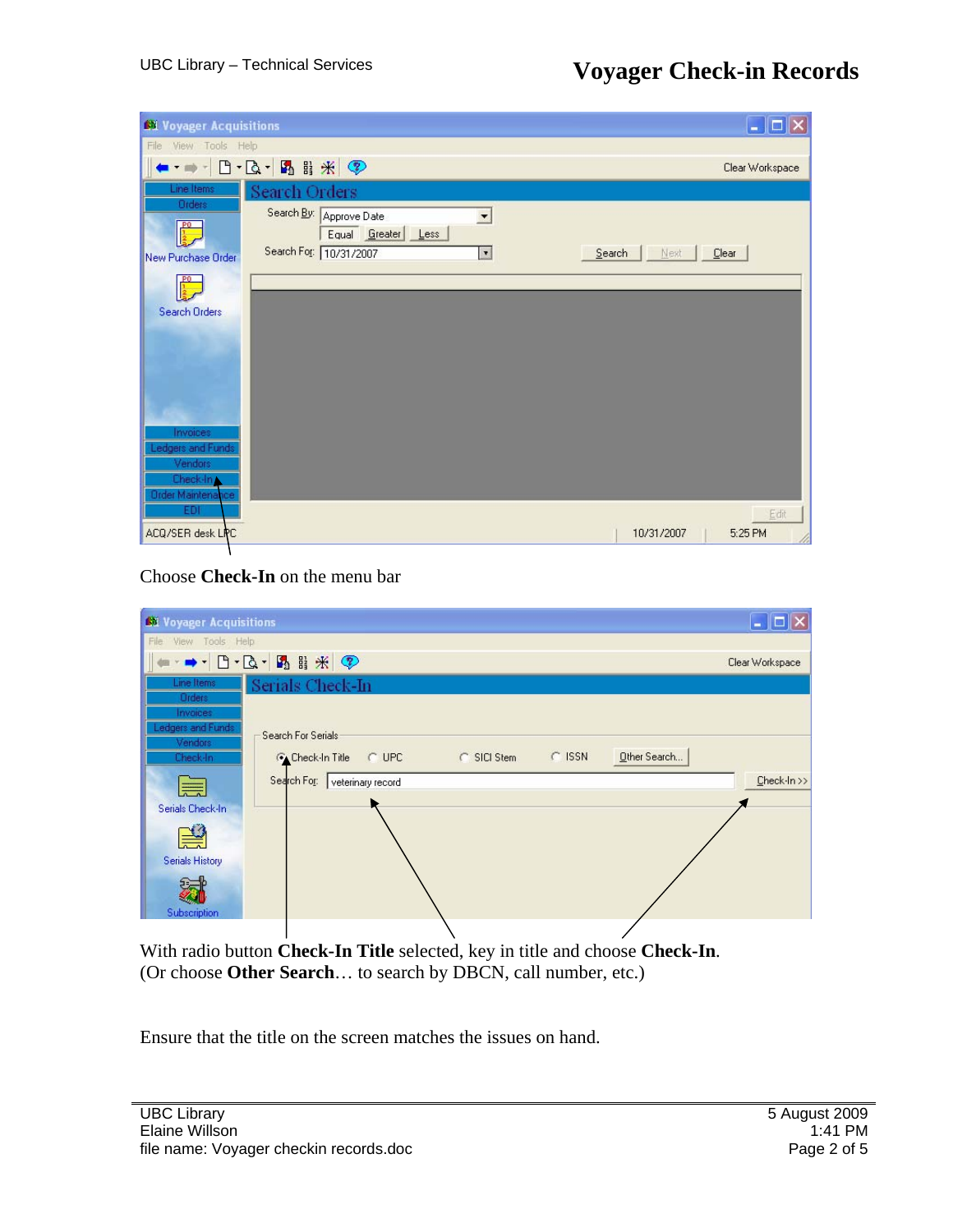Choose **Check-In** on the menu bar

With radio button **Check-In Title** selected, key in title and choose **Check-In**.
(Or choose **Other Search**… to search by DBCN, call number, etc.)

Ensure that the title on the screen matches the issues on hand.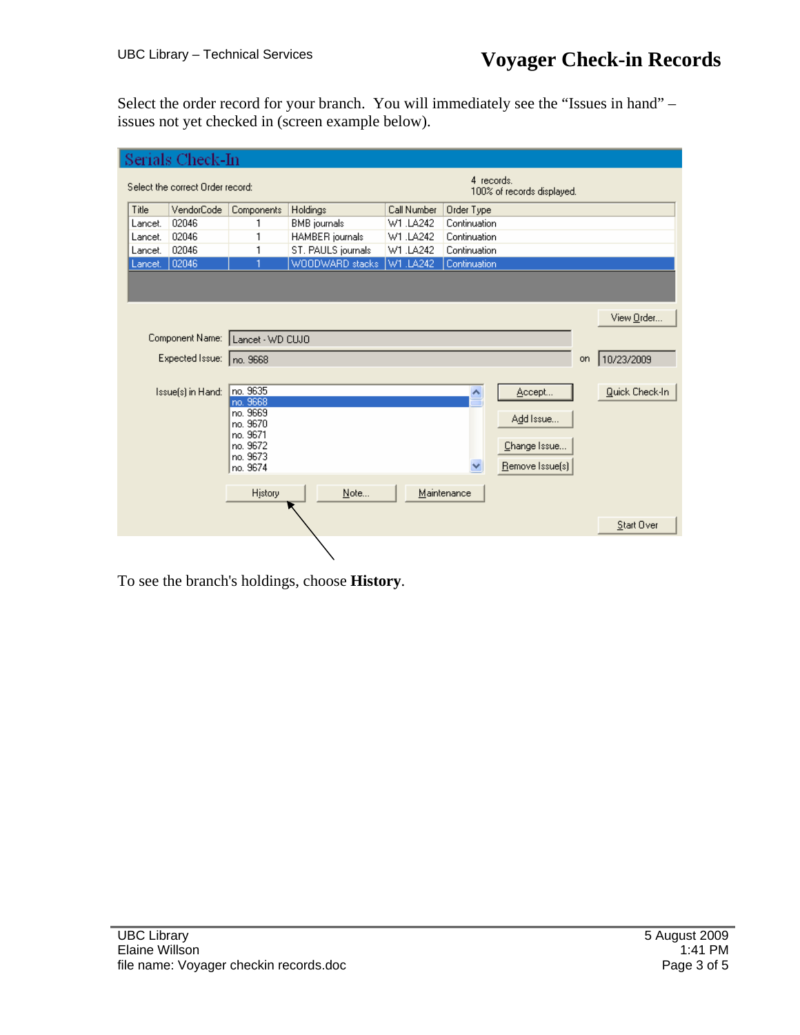Select the order record for your branch. You will immediately see the "Issues in hand" – issues not yet checked in (screen example below).

**Serials Check-In**

Select the correct Order record:

4 records.
100% of records displayed.

| Title | VendorCode | Components | Holdings | Call Number | Order Type |
|---|---|---|---|---|---|
| Lancet. | 02046 | 1 | BMB journals | W1 .LA242 | Continuation |
| Lancet. | 02046 | 1 | HAMBER journals | W1 .LA242 | Continuation |
| Lancet. | 02046 | 1 | ST. PAULS journals | W1 .LA242 | Continuation |
| Lancet. | 02046 | 1 | WOODWARD stacks | W1 .LA242 | Continuation |

View Order...

Component Name: Lancet - WD CUJO

Expected Issue: no. 9668 on 10/23/2009

Issue(s) in Hand:
- no. 9635
- no. 9668
- no. 9669
- no. 9670
- no. 9671
- no. 9672
- no. 9673
- no. 9674

Accept... | Add Issue... | Change Issue... | Remove Issue(s) | Quick Check-In

History | Note... | Maintenance

Start Over

To see the branch's holdings, choose **History**.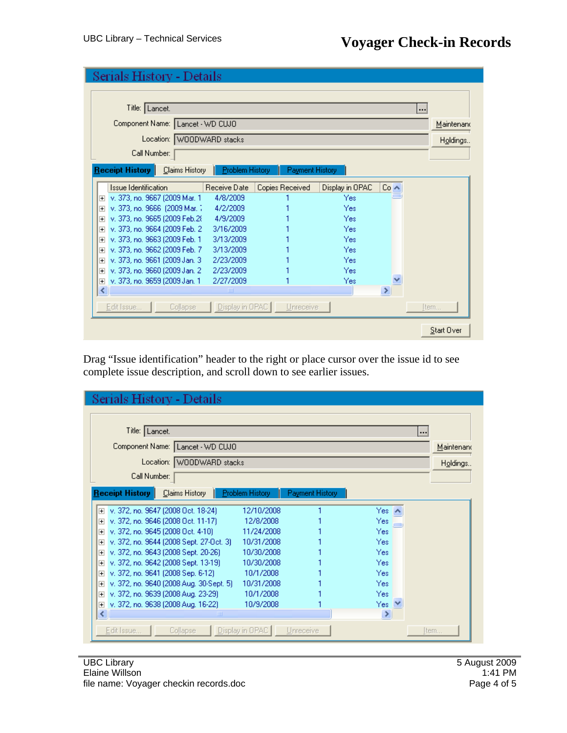**Serials History - Details**

Title: Lancet.

Component Name: Lancet - WD CUJO

Location: WOODWARD stacks

Call Number:

Receipt History | Claims History | Problem History | Payment History

| Issue Identification | Receive Date | Copies Received | Display in OPAC | Co |
|---|---|---|---|---|
| v. 373, no. 9667 (2009 Mar. 1 | 4/8/2009 | 1 | Yes | |
| v. 373, no. 9666 (2009 Mar. 7 | 4/2/2009 | 1 | Yes | |
| v. 373, no. 9665 (2009 Feb.28 | 4/9/2009 | 1 | Yes | |
| v. 373, no. 9664 (2009 Feb. 2 | 3/16/2009 | 1 | Yes | |
| v. 373, no. 9663 (2009 Feb. 1 | 3/13/2009 | 1 | Yes | |
| v. 373, no. 9662 (2009 Feb. 7 | 3/13/2009 | 1 | Yes | |
| v. 373, no. 9661 (2009 Jan. 3 | 2/23/2009 | 1 | Yes | |
| v. 373, no. 9660 (2009 Jan. 2 | 2/23/2009 | 1 | Yes | |
| v. 373, no. 9659 (2009 Jan. 1 | 2/27/2009 | 1 | Yes | |

Edit Issue... | Collapse | Display in OPAC | Unreceive | Item...

Start Over

Drag "Issue identification" header to the right or place cursor over the issue id to see complete issue description, and scroll down to see earlier issues.

**Serials History - Details**

Title: Lancet.

Component Name: Lancet - WD CUJO

Location: WOODWARD stacks

Call Number:

Receipt History | Claims History | Problem History | Payment History

| Issue Identification | Receive Date | Copies Received | Display in OPAC |
|---|---|---|---|
| v. 372, no. 9647 (2008 Oct. 18-24) | 12/10/2008 | 1 | Yes |
| v. 372, no. 9646 (2008 Oct. 11-17) | 12/8/2008 | 1 | Yes |
| v. 372, no. 9645 (2008 Oct. 4-10) | 11/24/2008 | 1 | Yes |
| v. 372, no. 9644 (2008 Sept. 27-Oct. 3) | 10/31/2008 | 1 | Yes |
| v. 372, no. 9643 (2008 Sept. 20-26) | 10/30/2008 | 1 | Yes |
| v. 372, no. 9642 (2008 Sept. 13-19) | 10/30/2008 | 1 | Yes |
| v. 372, no. 9641 (2008 Sep. 6-12) | 10/1/2008 | 1 | Yes |
| v. 372, no. 9640 (2008 Aug. 30-Sept. 5) | 10/31/2008 | 1 | Yes |
| v. 372, no. 9639 (2008 Aug. 23-29) | 10/1/2008 | 1 | Yes |
| v. 372, no. 9638 (2008 Aug. 16-22) | 10/9/2008 | 1 | Yes |

Edit Issue... | Collapse | Display in OPAC | Unreceive | Item...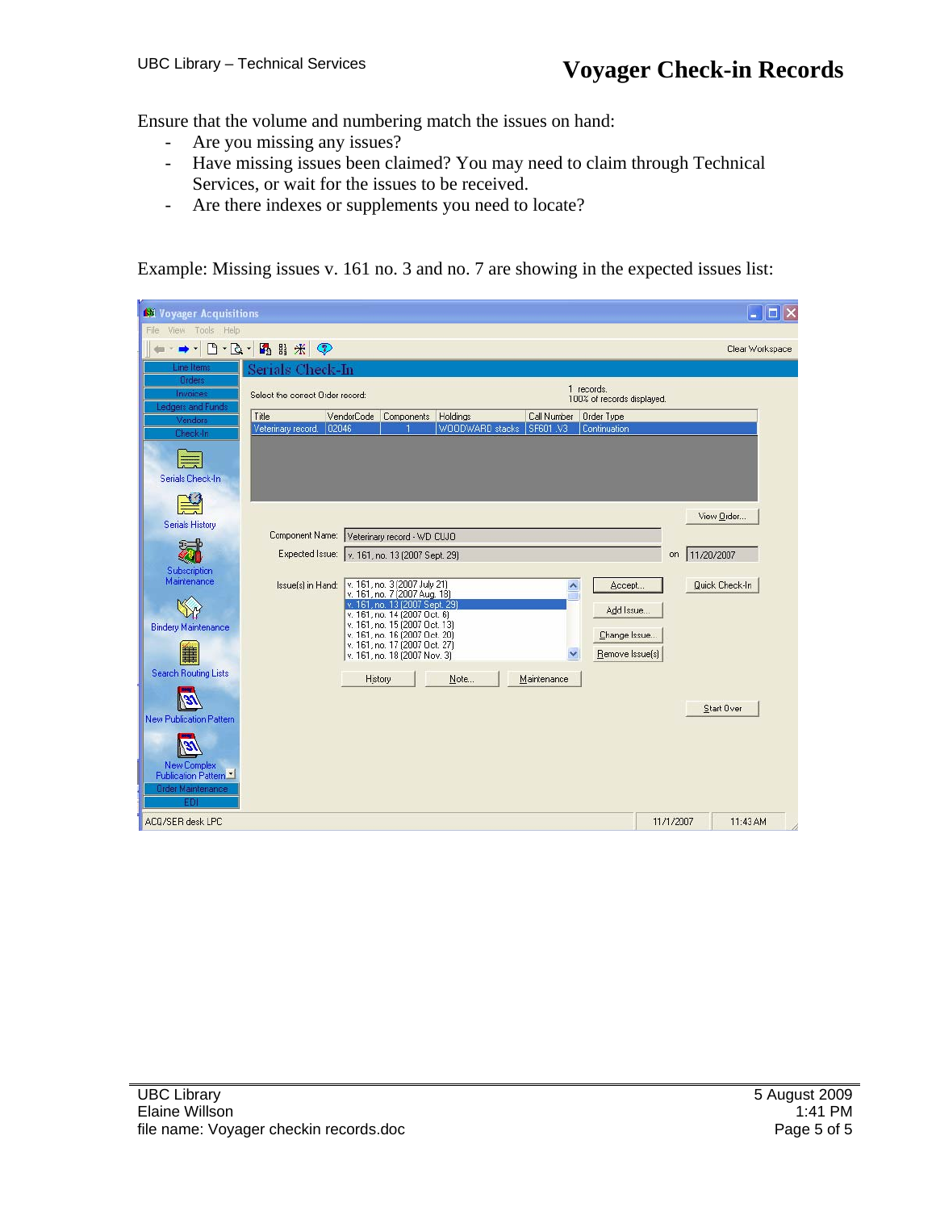Ensure that the volume and numbering match the issues on hand:

- Are you missing any issues?
- Have missing issues been claimed? You may need to claim through Technical Services, or wait for the issues to be received.
- Are there indexes or supplements you need to locate?

Example: Missing issues v. 161 no. 3 and no. 7 are showing in the expected issues list:

Voyager Acquisitions

File View Tools Help

Clear Workspace

Line Items
Orders
Invoices
Ledgers and Funds
Vendors
Check-In

Serials Check-In
Serials History
Subscription Maintenance
Bindery Maintenance
Search Routing Lists
New Publication Pattern
New Complex Publication Pattern
Order Maintenance
EDI

Serials Check-In

Select the correct Order record:

1 records.
100% of records displayed.

| Title | VendorCode | Components | Holdings | Call Number | Order Type |
|---|---|---|---|---|---|
| Veterinary record. | 02046 | 1 | WOODWARD stacks | SF601 .V3 | Continuation |

View Order...

Component Name: Veterinary record - WD CUJO

Expected Issue: v. 161, no. 13 (2007 Sept. 29) on 11/20/2007

Issue(s) in Hand:
v. 161, no. 3 (2007 July 21)
v. 161, no. 7 (2007 Aug. 18)
v. 161, no. 13 (2007 Sept. 29)
v. 161, no. 14 (2007 Oct. 6)
v. 161, no. 15 (2007 Oct. 13)
v. 161, no. 16 (2007 Oct. 20)
v. 161, no. 17 (2007 Oct. 27)
v. 161, no. 18 (2007 Nov. 3)

Accept... Quick Check-In
Add Issue...
Change Issue...
Remove Issue(s)

History Note... Maintenance

Start Over

ACQ/SER desk LPC 11/1/2007 11:43 AM